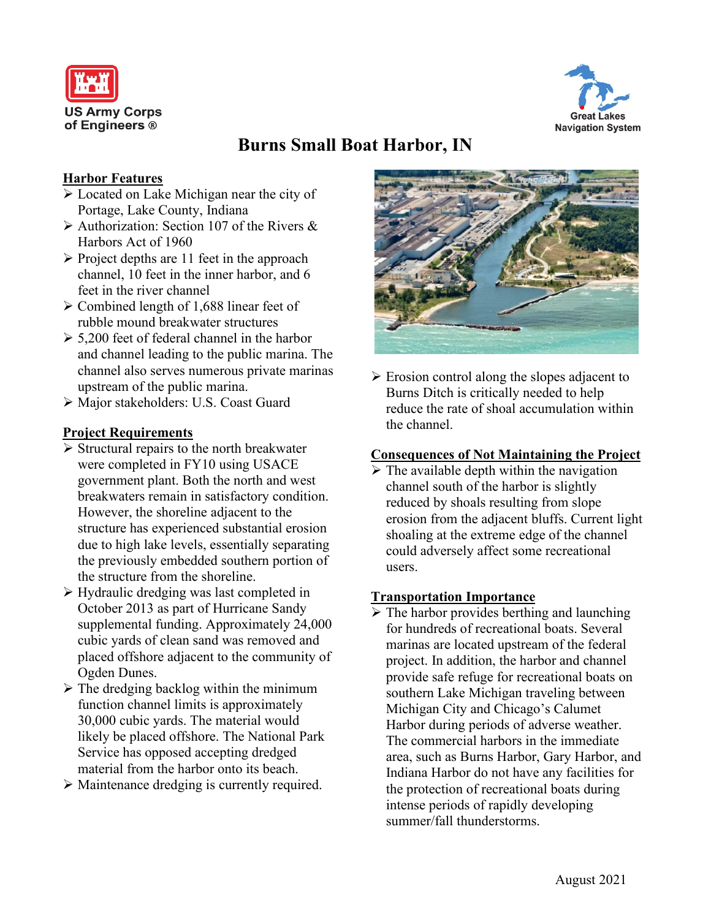US Army Corps of Engineers ®

Great Lakes Navigation System

# Burns Small Boat Harbor, IN

## Harbor Features

- Located on Lake Michigan near the city of Portage, Lake County, Indiana
- Authorization: Section 107 of the Rivers & Harbors Act of 1960
- Project depths are 11 feet in the approach channel, 10 feet in the inner harbor, and 6 feet in the river channel
- Combined length of 1,688 linear feet of rubble mound breakwater structures
- 5,200 feet of federal channel in the harbor and channel leading to the public marina. The channel also serves numerous private marinas upstream of the public marina.
- Major stakeholders: U.S. Coast Guard

## Project Requirements

- Structural repairs to the north breakwater were completed in FY10 using USACE government plant. Both the north and west breakwaters remain in satisfactory condition. However, the shoreline adjacent to the structure has experienced substantial erosion due to high lake levels, essentially separating the previously embedded southern portion of the structure from the shoreline.
- Hydraulic dredging was last completed in October 2013 as part of Hurricane Sandy supplemental funding. Approximately 24,000 cubic yards of clean sand was removed and placed offshore adjacent to the community of Ogden Dunes.
- The dredging backlog within the minimum function channel limits is approximately 30,000 cubic yards. The material would likely be placed offshore. The National Park Service has opposed accepting dredged material from the harbor onto its beach.
- Maintenance dredging is currently required.
- Erosion control along the slopes adjacent to Burns Ditch is critically needed to help reduce the rate of shoal accumulation within the channel.

## Consequences of Not Maintaining the Project

- The available depth within the navigation channel south of the harbor is slightly reduced by shoals resulting from slope erosion from the adjacent bluffs. Current light shoaling at the extreme edge of the channel could adversely affect some recreational users.

## Transportation Importance

- The harbor provides berthing and launching for hundreds of recreational boats. Several marinas are located upstream of the federal project. In addition, the harbor and channel provide safe refuge for recreational boats on southern Lake Michigan traveling between Michigan City and Chicago's Calumet Harbor during periods of adverse weather. The commercial harbors in the immediate area, such as Burns Harbor, Gary Harbor, and Indiana Harbor do not have any facilities for the protection of recreational boats during intense periods of rapidly developing summer/fall thunderstorms.

August 2021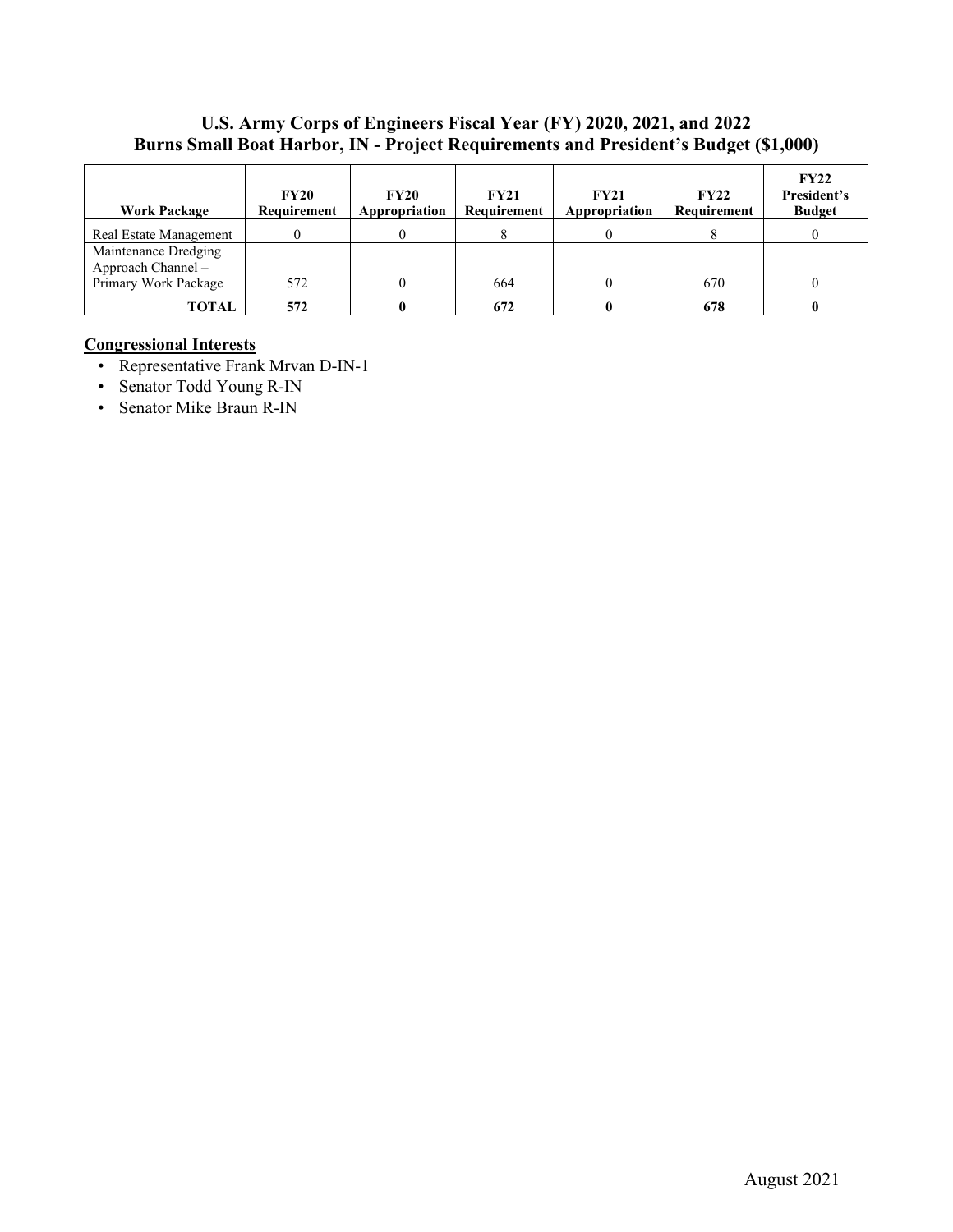# U.S. Army Corps of Engineers Fiscal Year (FY) 2020, 2021, and 2022
# Burns Small Boat Harbor, IN - Project Requirements and President's Budget ($1,000)

| Work Package | FY20 Requirement | FY20 Appropriation | FY21 Requirement | FY21 Appropriation | FY22 Requirement | FY22 President's Budget |
|---|---|---|---|---|---|---|
| Real Estate Management | 0 | 0 | 8 | 0 | 8 | 0 |
| Maintenance Dredging Approach Channel – Primary Work Package | 572 | 0 | 664 | 0 | 670 | 0 |
| **TOTAL** | **572** | **0** | **672** | **0** | **678** | **0** |

**Congressional Interests**

- Representative Frank Mrvan D-IN-1
- Senator Todd Young R-IN
- Senator Mike Braun R-IN

August 2021